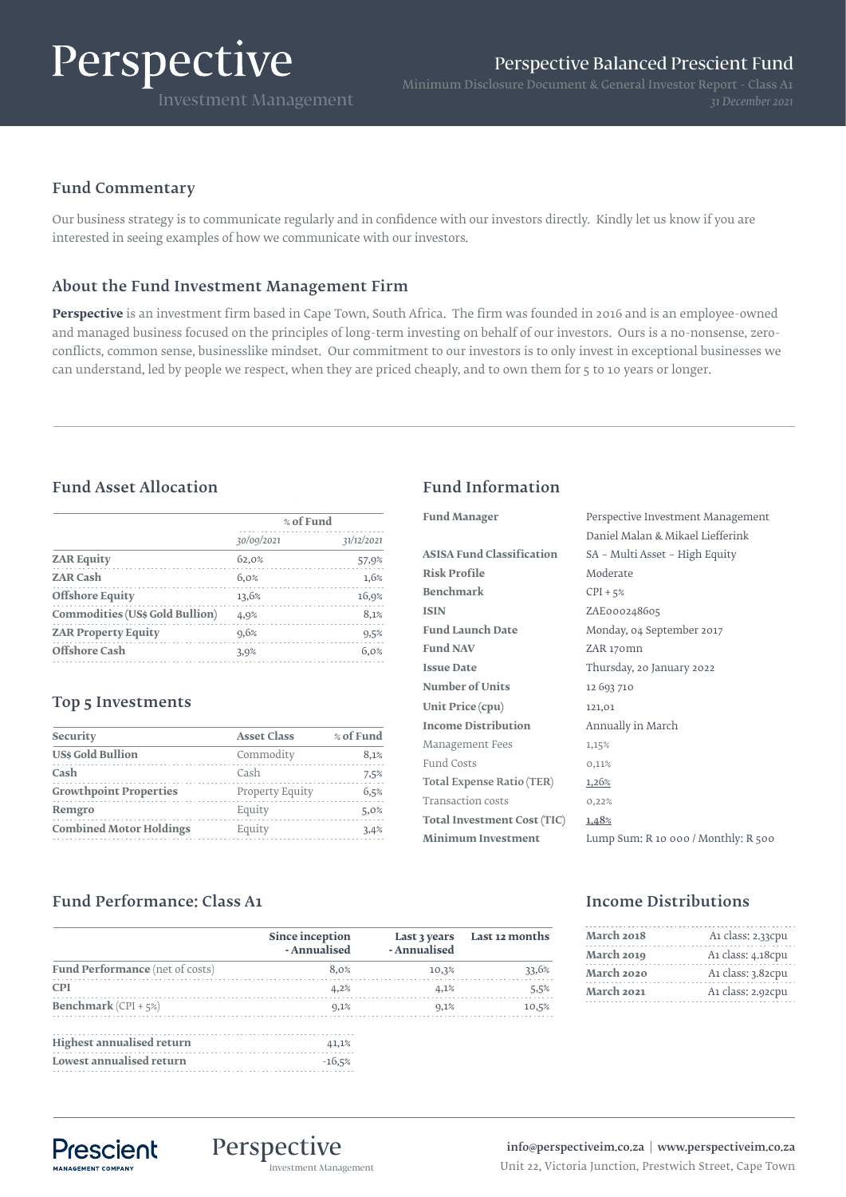# Perspective Balanced Prescient Fund

Minimum Disclosure Document & General Investor Report - Class A1

*31 December 2021*

## Fund Commentary

Our business strategy is to communicate regularly and in confidence with our investors directly. Kindly let us know if you are interested in seeing examples of how we communicate with our investors.

## About the Fund Investment Management Firm

**Perspective** is an investment firm based in Cape Town, South Africa. The firm was founded in 2016 and is an employee-owned and managed business focused on the principles of long-term investing on behalf of our investors. Ours is a no-nonsense, zero-conflicts, common sense, businesslike mindset. Our commitment to our investors is to only invest in exceptional businesses we can understand, led by people we respect, when they are priced cheaply, and to own them for 5 to 10 years or longer.

## Fund Asset Allocation

| | % of Fund | |
|---|---|---|
| | *30/09/2021* | *31/12/2021* |
| **ZAR Equity** | 62,0% | 57,9% |
| **ZAR Cash** | 6,0% | 1,6% |
| **Offshore Equity** | 13,6% | 16,9% |
| **Commodities (US$ Gold Bullion)** | 4,9% | 8,1% |
| **ZAR Property Equity** | 9,6% | 9,5% |
| **Offshore Cash** | 3,9% | 6,0% |

## Top 5 Investments

| Security | Asset Class | % of Fund |
|---|---|---|
| **US$ Gold Bullion** | Commodity | 8,1% |
| **Cash** | Cash | 7,5% |
| **Growthpoint Properties** | Property Equity | 6,5% |
| **Remgro** | Equity | 5,0% |
| **Combined Motor Holdings** | Equity | 3,4% |

## Fund Information

| | |
|---|---|
| **Fund Manager** | Perspective Investment Management<br>Daniel Malan & Mikael Liefferink |
| **ASISA Fund Classification** | SA – Multi Asset – High Equity |
| **Risk Profile** | Moderate |
| **Benchmark** | CPI + 5% |
| **ISIN** | ZAE000248605 |
| **Fund Launch Date** | Monday, 04 September 2017 |
| **Fund NAV** | ZAR 170mn |
| **Issue Date** | Thursday, 20 January 2022 |
| **Number of Units** | 12 693 710 |
| **Unit Price (cpu)** | 121,01 |
| **Income Distribution** | Annually in March |
| Management Fees | 1,15% |
| Fund Costs | 0,11% |
| **Total Expense Ratio (TER)** | 1,26% |
| Transaction costs | 0,22% |
| **Total Investment Cost (TIC)** | 1,48% |
| **Minimum Investment** | Lump Sum: R 10 000 / Monthly: R 500 |

## Fund Performance: Class A1

| | Since inception - Annualised | Last 3 years - Annualised | Last 12 months |
|---|---|---|---|
| **Fund Performance** (net of costs) | 8,0% | 10,3% | 33,6% |
| **CPI** | 4,2% | 4,1% | 5,5% |
| **Benchmark** (CPI + 5%) | 9,1% | 9,1% | 10,5% |

| | |
|---|---|
| **Highest annualised return** | 41,1% |
| **Lowest annualised return** | -16,5% |

## Income Distributions

| | |
|---|---|
| **March 2018** | A1 class: 2,33cpu |
| **March 2019** | A1 class: 4,18cpu |
| **March 2020** | A1 class: 3,82cpu |
| **March 2021** | A1 class: 2,92cpu |

**info@perspectiveim.co.za** | **www.perspectiveim.co.za**

Unit 22, Victoria Junction, Prestwich Street, Cape Town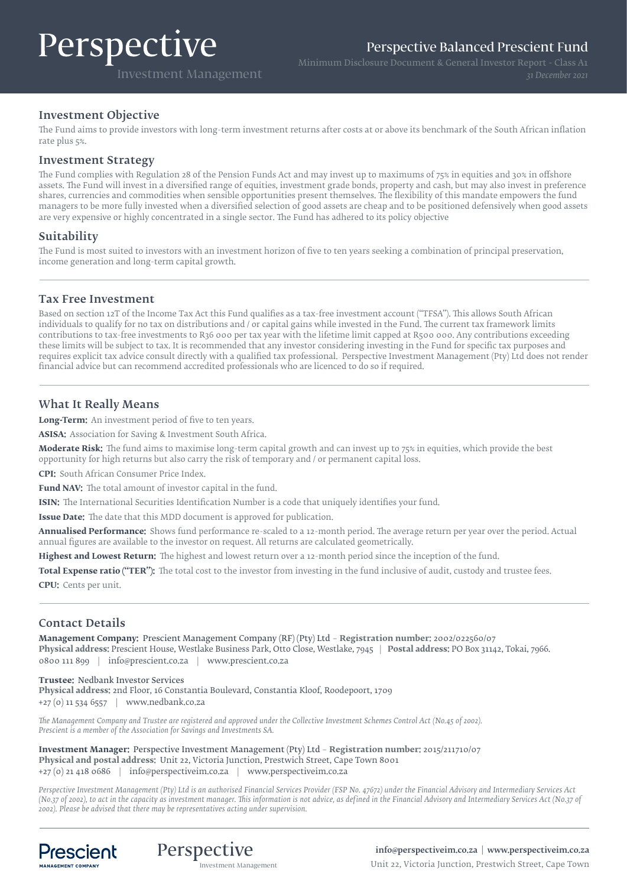# Perspective Balanced Prescient Fund

Minimum Disclosure Document & General Investor Report - Class A1

*31 December 2021*

## Investment Objective

The Fund aims to provide investors with long-term investment returns after costs at or above its benchmark of the South African inflation rate plus 5%.

## Investment Strategy

The Fund complies with Regulation 28 of the Pension Funds Act and may invest up to maximums of 75% in equities and 30% in offshore assets. The Fund will invest in a diversified range of equities, investment grade bonds, property and cash, but may also invest in preference shares, currencies and commodities when sensible opportunities present themselves. The flexibility of this mandate empowers the fund managers to be more fully invested when a diversified selection of good assets are cheap and to be positioned defensively when good assets are very expensive or highly concentrated in a single sector. The Fund has adhered to its policy objective

## Suitability

The Fund is most suited to investors with an investment horizon of five to ten years seeking a combination of principal preservation, income generation and long-term capital growth.

## Tax Free Investment

Based on section 12T of the Income Tax Act this Fund qualifies as a tax-free investment account ("TFSA"). This allows South African individuals to qualify for no tax on distributions and / or capital gains while invested in the Fund. The current tax framework limits contributions to tax-free investments to R36 000 per tax year with the lifetime limit capped at R500 000. Any contributions exceeding these limits will be subject to tax. It is recommended that any investor considering investing in the Fund for specific tax purposes and requires explicit tax advice consult directly with a qualified tax professional. Perspective Investment Management (Pty) Ltd does not render financial advice but can recommend accredited professionals who are licenced to do so if required.

## What It Really Means

**Long-Term:** An investment period of five to ten years.

**ASISA:** Association for Saving & Investment South Africa.

**Moderate Risk:** The fund aims to maximise long-term capital growth and can invest up to 75% in equities, which provide the best opportunity for high returns but also carry the risk of temporary and / or permanent capital loss.

**CPI:** South African Consumer Price Index.

**Fund NAV:** The total amount of investor capital in the fund.

**ISIN:** The International Securities Identification Number is a code that uniquely identifies your fund.

**Issue Date:** The date that this MDD document is approved for publication.

**Annualised Performance:** Shows fund performance re-scaled to a 12-month period. The average return per year over the period. Actual annual figures are available to the investor on request. All returns are calculated geometrically.

**Highest and Lowest Return:** The highest and lowest return over a 12-month period since the inception of the fund.

**Total Expense ratio ("TER"):** The total cost to the investor from investing in the fund inclusive of audit, custody and trustee fees.

**CPU:** Cents per unit.

## Contact Details

**Management Company:** Prescient Management Company (RF) (Pty) Ltd - **Registration number:** 2002/022560/07
**Physical address:** Prescient House, Westlake Business Park, Otto Close, Westlake, 7945 | **Postal address:** PO Box 31142, Tokai, 7966.
0800 111 899 | info@prescient.co.za | www.prescient.co.za

**Trustee:** Nedbank Investor Services
**Physical address:** 2nd Floor, 16 Constantia Boulevard, Constantia Kloof, Roodepoort, 1709
+27 (0) 11 534 6557 | www.nedbank.co.za

*The Management Company and Trustee are registered and approved under the Collective Investment Schemes Control Act (No.45 of 2002). Prescient is a member of the Association for Savings and Investments SA.*

**Investment Manager:** Perspective Investment Management (Pty) Ltd - **Registration number:** 2015/211710/07
**Physical and postal address:** Unit 22, Victoria Junction, Prestwich Street, Cape Town 8001
+27 (0) 21 418 0686 | info@perspectiveim.co.za | www.perspectiveim.co.za

*Perspective Investment Management (Pty) Ltd is an authorised Financial Services Provider (FSP No. 47672) under the Financial Advisory and Intermediary Services Act (No.37 of 2002), to act in the capacity as investment manager. This information is not advice, as defined in the Financial Advisory and Intermediary Services Act (No.37 of 2002). Please be advised that there may be representatives acting under supervision.*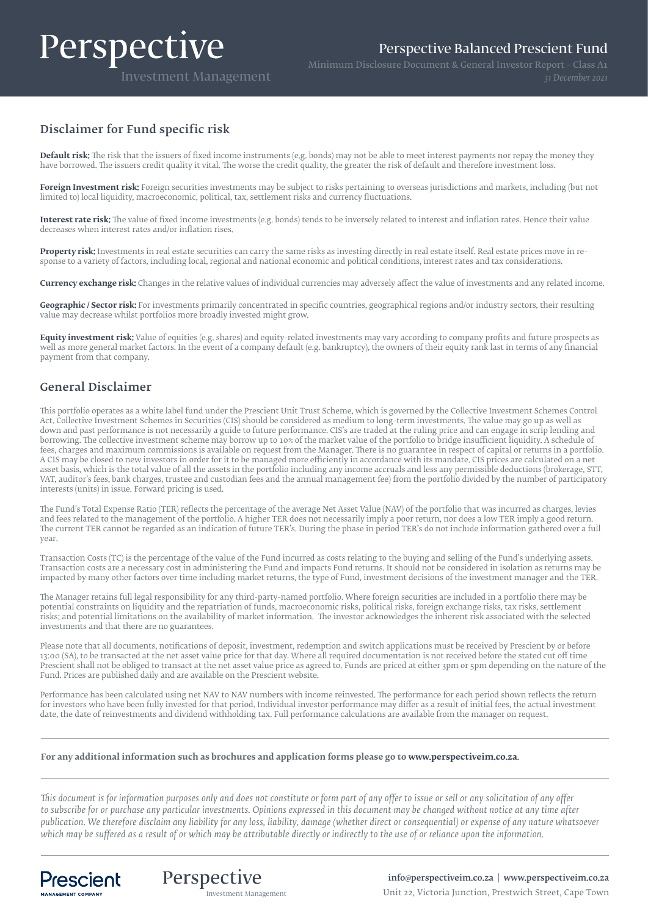## Disclaimer for Fund specific risk

**Default risk:** The risk that the issuers of fixed income instruments (e.g. bonds) may not be able to meet interest payments nor repay the money they have borrowed. The issuers credit quality it vital. The worse the credit quality, the greater the risk of default and therefore investment loss.

**Foreign Investment risk:** Foreign securities investments may be subject to risks pertaining to overseas jurisdictions and markets, including (but not limited to) local liquidity, macroeconomic, political, tax, settlement risks and currency fluctuations.

**Interest rate risk:** The value of fixed income investments (e.g. bonds) tends to be inversely related to interest and inflation rates. Hence their value decreases when interest rates and/or inflation rises.

**Property risk:** Investments in real estate securities can carry the same risks as investing directly in real estate itself. Real estate prices move in response to a variety of factors, including local, regional and national economic and political conditions, interest rates and tax considerations.

**Currency exchange risk:** Changes in the relative values of individual currencies may adversely affect the value of investments and any related income.

**Geographic / Sector risk:** For investments primarily concentrated in specific countries, geographical regions and/or industry sectors, their resulting value may decrease whilst portfolios more broadly invested might grow.

**Equity investment risk:** Value of equities (e.g. shares) and equity-related investments may vary according to company profits and future prospects as well as more general market factors. In the event of a company default (e.g. bankruptcy), the owners of their equity rank last in terms of any financial payment from that company.

## General Disclaimer

This portfolio operates as a white label fund under the Prescient Unit Trust Scheme, which is governed by the Collective Investment Schemes Control Act. Collective Investment Schemes in Securities (CIS) should be considered as medium to long-term investments. The value may go up as well as down and past performance is not necessarily a guide to future performance. CIS's are traded at the ruling price and can engage in scrip lending and borrowing. The collective investment scheme may borrow up to 10% of the market value of the portfolio to bridge insufficient liquidity. A schedule of fees, charges and maximum commissions is available on request from the Manager. There is no guarantee in respect of capital or returns in a portfolio. A CIS may be closed to new investors in order for it to be managed more efficiently in accordance with its mandate. CIS prices are calculated on a net asset basis, which is the total value of all the assets in the portfolio including any income accruals and less any permissible deductions (brokerage, STT, VAT, auditor's fees, bank charges, trustee and custodian fees and the annual management fee) from the portfolio divided by the number of participatory interests (units) in issue. Forward pricing is used.

The Fund's Total Expense Ratio (TER) reflects the percentage of the average Net Asset Value (NAV) of the portfolio that was incurred as charges, levies and fees related to the management of the portfolio. A higher TER does not necessarily imply a poor return, nor does a low TER imply a good return. The current TER cannot be regarded as an indication of future TER's. During the phase in period TER's do not include information gathered over a full year.

Transaction Costs (TC) is the percentage of the value of the Fund incurred as costs relating to the buying and selling of the Fund's underlying assets. Transaction costs are a necessary cost in administering the Fund and impacts Fund returns. It should not be considered in isolation as returns may be impacted by many other factors over time including market returns, the type of Fund, investment decisions of the investment manager and the TER.

The Manager retains full legal responsibility for any third-party-named portfolio. Where foreign securities are included in a portfolio there may be potential constraints on liquidity and the repatriation of funds, macroeconomic risks, political risks, foreign exchange risks, tax risks, settlement risks; and potential limitations on the availability of market information. The investor acknowledges the inherent risk associated with the selected investments and that there are no guarantees.

Please note that all documents, notifications of deposit, investment, redemption and switch applications must be received by Prescient by or before 13:00 (SA), to be transacted at the net asset value price for that day. Where all required documentation is not received before the stated cut off time Prescient shall not be obliged to transact at the net asset value price as agreed to. Funds are priced at either 3pm or 5pm depending on the nature of the Fund. Prices are published daily and are available on the Prescient website.

Performance has been calculated using net NAV to NAV numbers with income reinvested. The performance for each period shown reflects the return for investors who have been fully invested for that period. Individual investor performance may differ as a result of initial fees, the actual investment date, the date of reinvestments and dividend withholding tax. Full performance calculations are available from the manager on request.

**For any additional information such as brochures and application forms please go to www.perspectiveim.co.za.**

*This document is for information purposes only and does not constitute or form part of any offer to issue or sell or any solicitation of any offer to subscribe for or purchase any particular investments. Opinions expressed in this document may be changed without notice at any time after publication. We therefore disclaim any liability for any loss, liability, damage (whether direct or consequential) or expense of any nature whatsoever which may be suffered as a result of or which may be attributable directly or indirectly to the use of or reliance upon the information.*

**info@perspectiveim.co.za | www.perspectiveim.co.za**
Unit 22, Victoria Junction, Prestwich Street, Cape Town